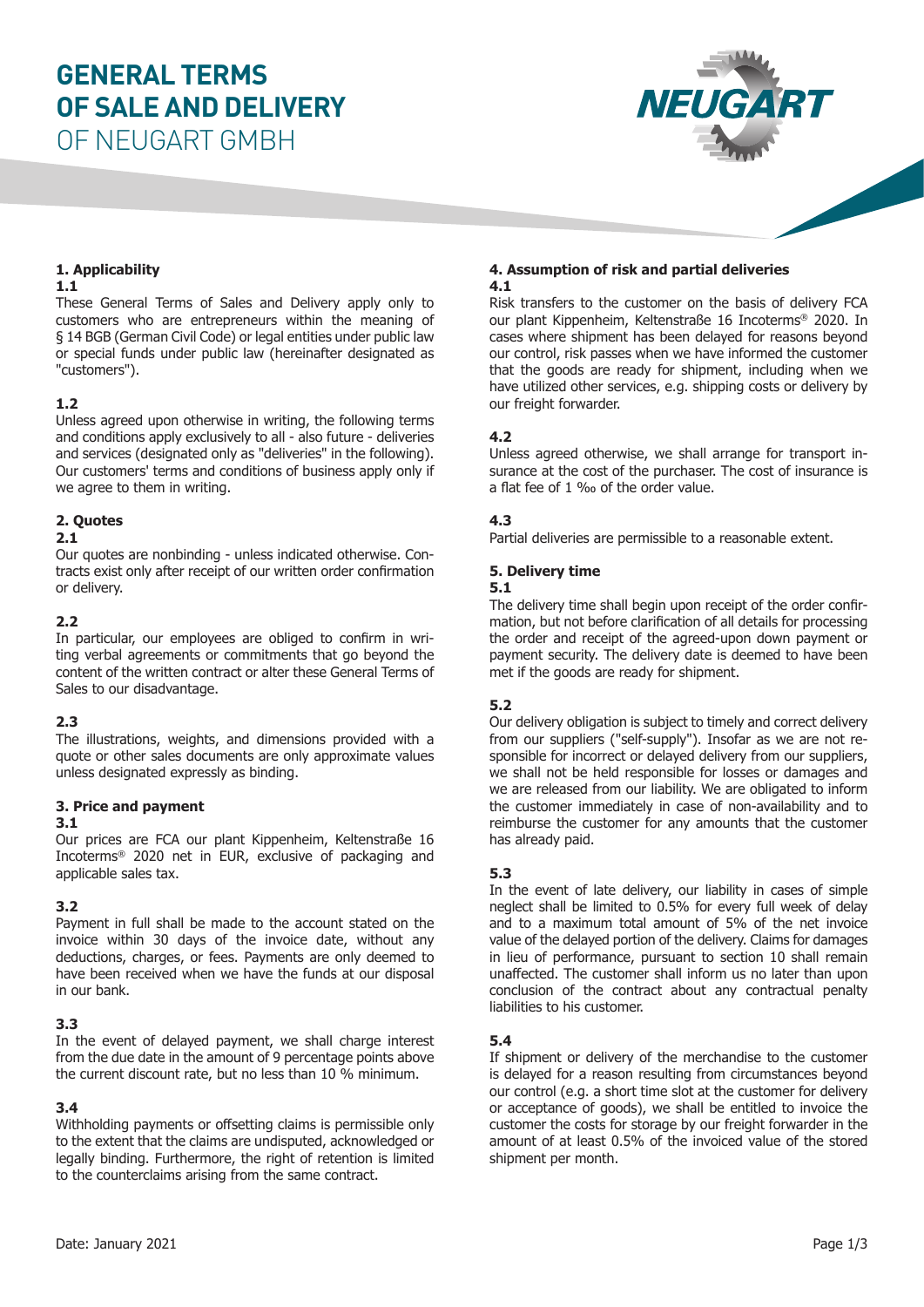# GENERAL TERMS OF SALE AND DELIVERY OF NEUGART GMBH

## 1. Applicability

**1.1**

These General Terms of Sales and Delivery apply only to customers who are entrepreneurs within the meaning of § 14 BGB (German Civil Code) or legal entities under public law or special funds under public law (hereinafter designated as "customers").

**1.2**

Unless agreed upon otherwise in writing, the following terms and conditions apply exclusively to all - also future - deliveries and services (designated only as "deliveries" in the following). Our customers' terms and conditions of business apply only if we agree to them in writing.

## 2. Quotes

**2.1**

Our quotes are nonbinding - unless indicated otherwise. Contracts exist only after receipt of our written order confirmation or delivery.

**2.2**

In particular, our employees are obliged to confirm in writing verbal agreements or commitments that go beyond the content of the written contract or alter these General Terms of Sales to our disadvantage.

**2.3**

The illustrations, weights, and dimensions provided with a quote or other sales documents are only approximate values unless designated expressly as binding.

## 3. Price and payment

**3.1**

Our prices are FCA our plant Kippenheim, Keltenstraße 16 Incoterms® 2020 net in EUR, exclusive of packaging and applicable sales tax.

**3.2**

Payment in full shall be made to the account stated on the invoice within 30 days of the invoice date, without any deductions, charges, or fees. Payments are only deemed to have been received when we have the funds at our disposal in our bank.

**3.3**

In the event of delayed payment, we shall charge interest from the due date in the amount of 9 percentage points above the current discount rate, but no less than 10 % minimum.

**3.4**

Withholding payments or offsetting claims is permissible only to the extent that the claims are undisputed, acknowledged or legally binding. Furthermore, the right of retention is limited to the counterclaims arising from the same contract.

## 4. Assumption of risk and partial deliveries

**4.1**

Risk transfers to the customer on the basis of delivery FCA our plant Kippenheim, Keltenstraße 16 Incoterms® 2020. In cases where shipment has been delayed for reasons beyond our control, risk passes when we have informed the customer that the goods are ready for shipment, including when we have utilized other services, e.g. shipping costs or delivery by our freight forwarder.

**4.2**

Unless agreed otherwise, we shall arrange for transport insurance at the cost of the purchaser. The cost of insurance is a flat fee of 1 ‰ of the order value.

**4.3**

Partial deliveries are permissible to a reasonable extent.

## 5. Delivery time

**5.1**

The delivery time shall begin upon receipt of the order confirmation, but not before clarification of all details for processing the order and receipt of the agreed-upon down payment or payment security. The delivery date is deemed to have been met if the goods are ready for shipment.

**5.2**

Our delivery obligation is subject to timely and correct delivery from our suppliers ("self-supply"). Insofar as we are not responsible for incorrect or delayed delivery from our suppliers, we shall not be held responsible for losses or damages and we are released from our liability. We are obligated to inform the customer immediately in case of non-availability and to reimburse the customer for any amounts that the customer has already paid.

**5.3**

In the event of late delivery, our liability in cases of simple neglect shall be limited to 0.5% for every full week of delay and to a maximum total amount of 5% of the net invoice value of the delayed portion of the delivery. Claims for damages in lieu of performance, pursuant to section 10 shall remain unaffected. The customer shall inform us no later than upon conclusion of the contract about any contractual penalty liabilities to his customer.

**5.4**

If shipment or delivery of the merchandise to the customer is delayed for a reason resulting from circumstances beyond our control (e.g. a short time slot at the customer for delivery or acceptance of goods), we shall be entitled to invoice the customer the costs for storage by our freight forwarder in the amount of at least 0.5% of the invoiced value of the stored shipment per month.

Date: January 2021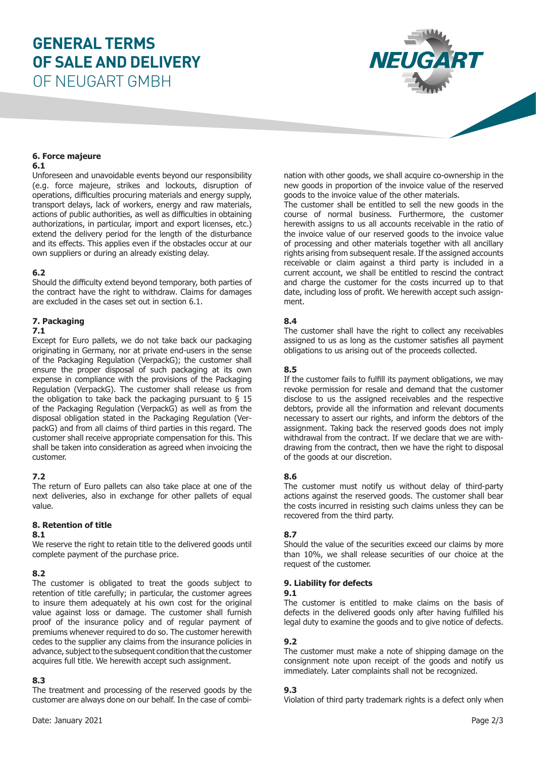## 6. Force majeure

### 6.1

Unforeseen and unavoidable events beyond our responsibility (e.g. force majeure, strikes and lockouts, disruption of operations, difficulties procuring materials and energy supply, transport delays, lack of workers, energy and raw materials, actions of public authorities, as well as difficulties in obtaining authorizations, in particular, import and export licenses, etc.) extend the delivery period for the length of the disturbance and its effects. This applies even if the obstacles occur at our own suppliers or during an already existing delay.

### 6.2

Should the difficulty extend beyond temporary, both parties of the contract have the right to withdraw. Claims for damages are excluded in the cases set out in section 6.1.

## 7. Packaging

### 7.1

Except for Euro pallets, we do not take back our packaging originating in Germany, nor at private end-users in the sense of the Packaging Regulation (VerpackG); the customer shall ensure the proper disposal of such packaging at its own expense in compliance with the provisions of the Packaging Regulation (VerpackG). The customer shall release us from the obligation to take back the packaging pursuant to § 15 of the Packaging Regulation (VerpackG) as well as from the disposal obligation stated in the Packaging Regulation (VerpackG) and from all claims of third parties in this regard. The customer shall receive appropriate compensation for this. This shall be taken into consideration as agreed when invoicing the customer.

### 7.2

The return of Euro pallets can also take place at one of the next deliveries, also in exchange for other pallets of equal value.

## 8. Retention of title

### 8.1

We reserve the right to retain title to the delivered goods until complete payment of the purchase price.

### 8.2

The customer is obligated to treat the goods subject to retention of title carefully; in particular, the customer agrees to insure them adequately at his own cost for the original value against loss or damage. The customer shall furnish proof of the insurance policy and of regular payment of premiums whenever required to do so. The customer herewith cedes to the supplier any claims from the insurance policies in advance, subject to the subsequent condition that the customer acquires full title. We herewith accept such assignment.

### 8.3

The treatment and processing of the reserved goods by the customer are always done on our behalf. In the case of combination with other goods, we shall acquire co-ownership in the new goods in proportion of the invoice value of the reserved goods to the invoice value of the other materials.
The customer shall be entitled to sell the new goods in the course of normal business. Furthermore, the customer herewith assigns to us all accounts receivable in the ratio of the invoice value of our reserved goods to the invoice value of processing and other materials together with all ancillary rights arising from subsequent resale. If the assigned accounts receivable or claim against a third party is included in a current account, we shall be entitled to rescind the contract and charge the customer for the costs incurred up to that date, including loss of profit. We herewith accept such assignment.

### 8.4

The customer shall have the right to collect any receivables assigned to us as long as the customer satisfies all payment obligations to us arising out of the proceeds collected.

### 8.5

If the customer fails to fulfill its payment obligations, we may revoke permission for resale and demand that the customer disclose to us the assigned receivables and the respective debtors, provide all the information and relevant documents necessary to assert our rights, and inform the debtors of the assignment. Taking back the reserved goods does not imply withdrawal from the contract. If we declare that we are withdrawing from the contract, then we have the right to disposal of the goods at our discretion.

### 8.6

The customer must notify us without delay of third-party actions against the reserved goods. The customer shall bear the costs incurred in resisting such claims unless they can be recovered from the third party.

### 8.7

Should the value of the securities exceed our claims by more than 10%, we shall release securities of our choice at the request of the customer.

## 9. Liability for defects

### 9.1

The customer is entitled to make claims on the basis of defects in the delivered goods only after having fulfilled his legal duty to examine the goods and to give notice of defects.

### 9.2

The customer must make a note of shipping damage on the consignment note upon receipt of the goods and notify us immediately. Later complaints shall not be recognized.

### 9.3

Violation of third party trademark rights is a defect only when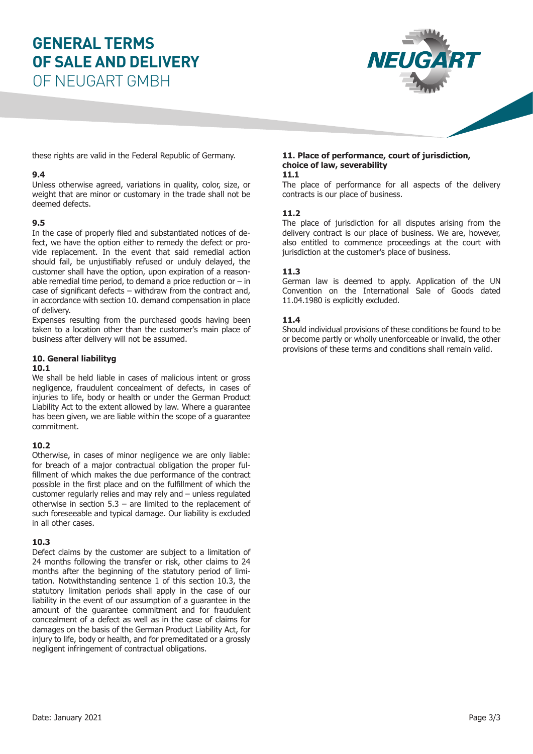these rights are valid in the Federal Republic of Germany.

**9.4**

Unless otherwise agreed, variations in quality, color, size, or weight that are minor or customary in the trade shall not be deemed defects.

**9.5**

In the case of properly filed and substantiated notices of defect, we have the option either to remedy the defect or provide replacement. In the event that said remedial action should fail, be unjustifiably refused or unduly delayed, the customer shall have the option, upon expiration of a reasonable remedial time period, to demand a price reduction or – in case of significant defects – withdraw from the contract and, in accordance with section 10. demand compensation in place of delivery.

Expenses resulting from the purchased goods having been taken to a location other than the customer's main place of business after delivery will not be assumed.

## 10. General liabilityg

**10.1**

We shall be held liable in cases of malicious intent or gross negligence, fraudulent concealment of defects, in cases of injuries to life, body or health or under the German Product Liability Act to the extent allowed by law. Where a guarantee has been given, we are liable within the scope of a guarantee commitment.

**10.2**

Otherwise, in cases of minor negligence we are only liable: for breach of a major contractual obligation the proper fulfillment of which makes the due performance of the contract possible in the first place and on the fulfillment of which the customer regularly relies and may rely and – unless regulated otherwise in section 5.3 – are limited to the replacement of such foreseeable and typical damage. Our liability is excluded in all other cases.

**10.3**

Defect claims by the customer are subject to a limitation of 24 months following the transfer or risk, other claims to 24 months after the beginning of the statutory period of limitation. Notwithstanding sentence 1 of this section 10.3, the statutory limitation periods shall apply in the case of our liability in the event of our assumption of a guarantee in the amount of the guarantee commitment and for fraudulent concealment of a defect as well as in the case of claims for damages on the basis of the German Product Liability Act, for injury to life, body or health, and for premeditated or a grossly negligent infringement of contractual obligations.

## 11. Place of performance, court of jurisdiction, choice of law, severability

**11.1**

The place of performance for all aspects of the delivery contracts is our place of business.

**11.2**

The place of jurisdiction for all disputes arising from the delivery contract is our place of business. We are, however, also entitled to commence proceedings at the court with jurisdiction at the customer's place of business.

**11.3**

German law is deemed to apply. Application of the UN Convention on the International Sale of Goods dated 11.04.1980 is explicitly excluded.

**11.4**

Should individual provisions of these conditions be found to be or become partly or wholly unenforceable or invalid, the other provisions of these terms and conditions shall remain valid.

Date: January 2021